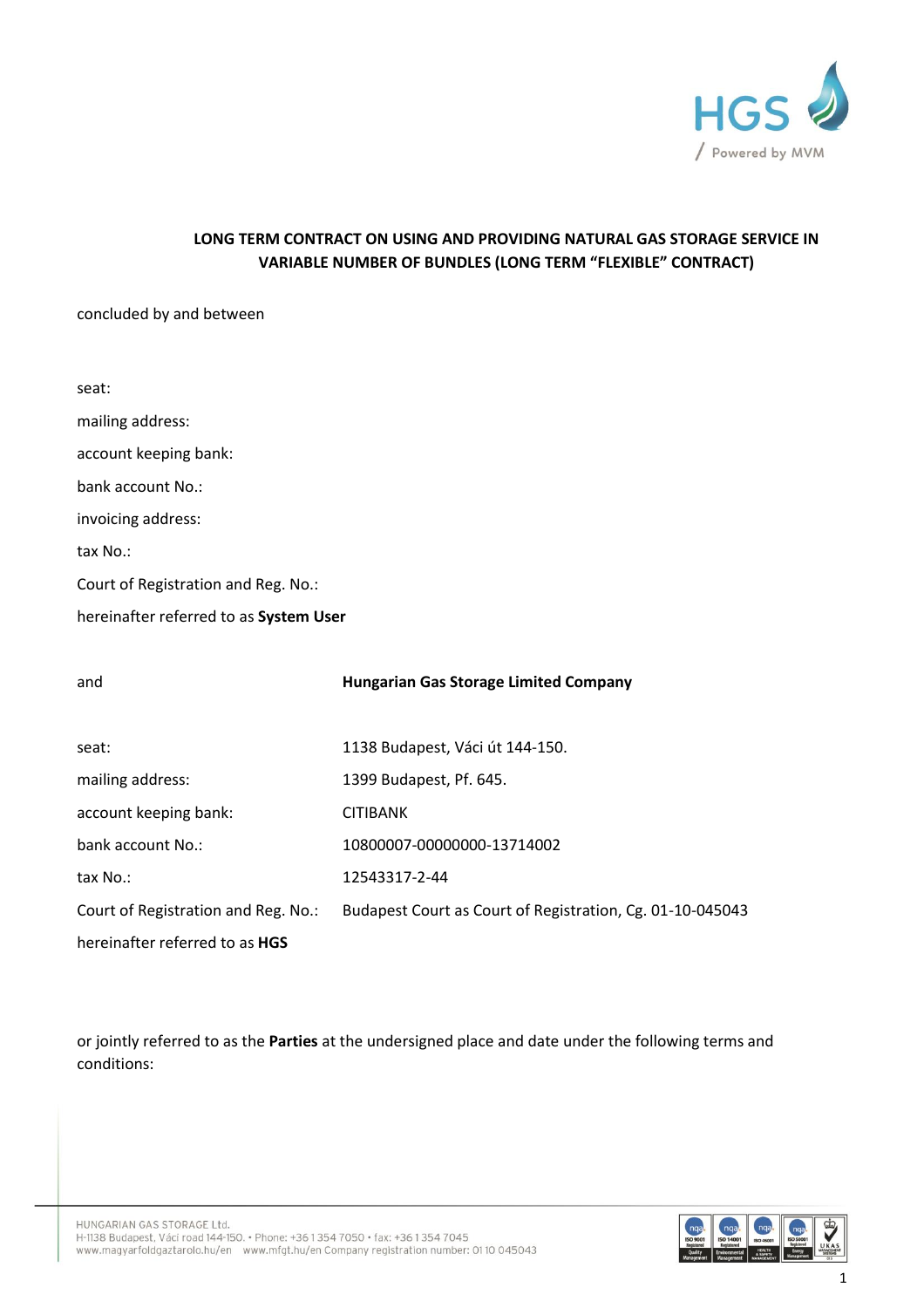**LONG TERM CONTRACT ON USING AND PROVIDING NATURAL GAS STORAGE SERVICE IN VARIABLE NUMBER OF BUNDLES (LONG TERM "FLEXIBLE" CONTRACT)**

concluded by and between

seat:

mailing address:

account keeping bank:

bank account No.:

invoicing address:

tax No.:

Court of Registration and Reg. No.:

hereinafter referred to as **System User**

and **Hungarian Gas Storage Limited Company**

| | |
|---|---|
| seat: | 1138 Budapest, Váci út 144-150. |
| mailing address: | 1399 Budapest, Pf. 645. |
| account keeping bank: | CITIBANK |
| bank account No.: | 10800007-00000000-13714002 |
| tax No.: | 12543317-2-44 |
| Court of Registration and Reg. No.: | Budapest Court as Court of Registration, Cg. 01-10-045043 |

hereinafter referred to as **HGS**

or jointly referred to as the **Parties** at the undersigned place and date under the following terms and conditions: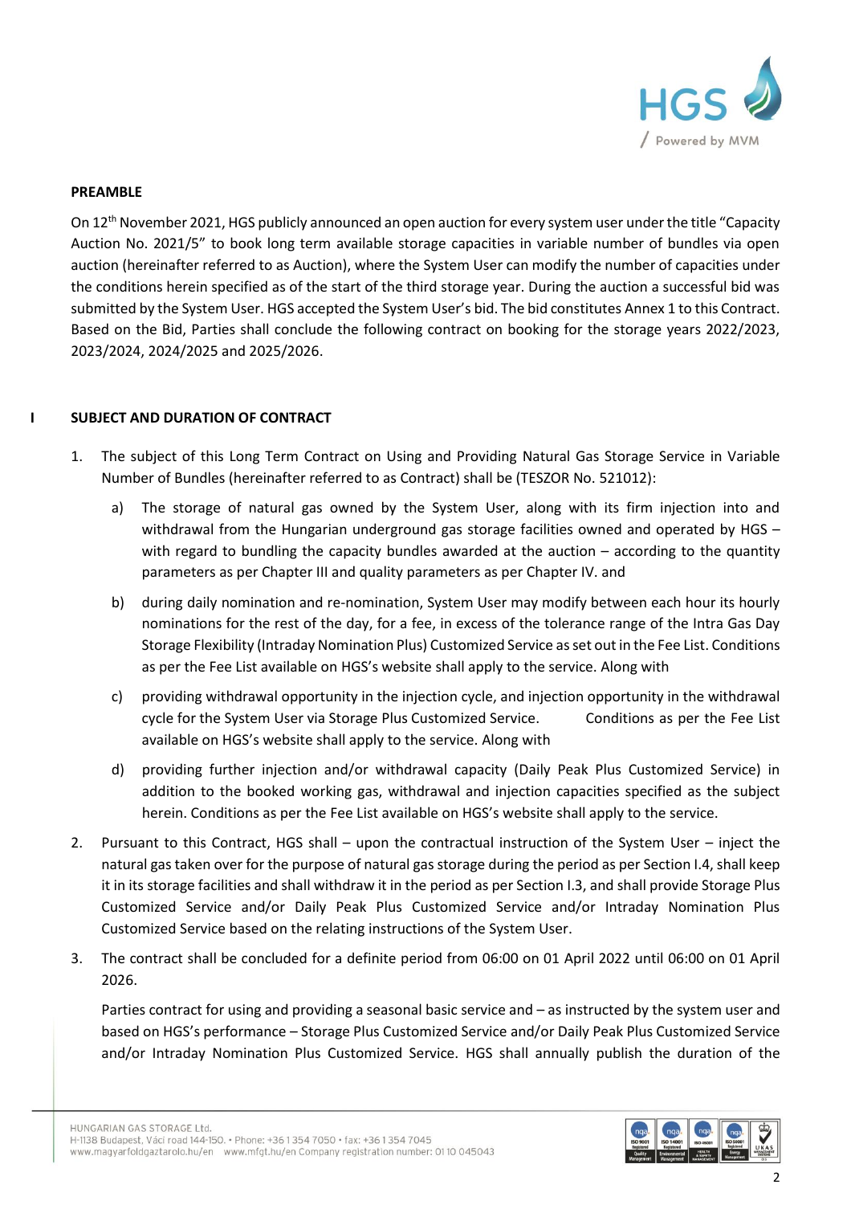**PREAMBLE**

On 12th November 2021, HGS publicly announced an open auction for every system user under the title "Capacity Auction No. 2021/5" to book long term available storage capacities in variable number of bundles via open auction (hereinafter referred to as Auction), where the System User can modify the number of capacities under the conditions herein specified as of the start of the third storage year. During the auction a successful bid was submitted by the System User. HGS accepted the System User's bid. The bid constitutes Annex 1 to this Contract. Based on the Bid, Parties shall conclude the following contract on booking for the storage years 2022/2023, 2023/2024, 2024/2025 and 2025/2026.

## I SUBJECT AND DURATION OF CONTRACT

1. The subject of this Long Term Contract on Using and Providing Natural Gas Storage Service in Variable Number of Bundles (hereinafter referred to as Contract) shall be (TESZOR No. 521012):
   a) The storage of natural gas owned by the System User, along with its firm injection into and withdrawal from the Hungarian underground gas storage facilities owned and operated by HGS – with regard to bundling the capacity bundles awarded at the auction – according to the quantity parameters as per Chapter III and quality parameters as per Chapter IV. and
   b) during daily nomination and re-nomination, System User may modify between each hour its hourly nominations for the rest of the day, for a fee, in excess of the tolerance range of the Intra Gas Day Storage Flexibility (Intraday Nomination Plus) Customized Service as set out in the Fee List. Conditions as per the Fee List available on HGS's website shall apply to the service. Along with
   c) providing withdrawal opportunity in the injection cycle, and injection opportunity in the withdrawal cycle for the System User via Storage Plus Customized Service. Conditions as per the Fee List available on HGS's website shall apply to the service. Along with
   d) providing further injection and/or withdrawal capacity (Daily Peak Plus Customized Service) in addition to the booked working gas, withdrawal and injection capacities specified as the subject herein. Conditions as per the Fee List available on HGS's website shall apply to the service.
2. Pursuant to this Contract, HGS shall – upon the contractual instruction of the System User – inject the natural gas taken over for the purpose of natural gas storage during the period as per Section I.4, shall keep it in its storage facilities and shall withdraw it in the period as per Section I.3, and shall provide Storage Plus Customized Service and/or Daily Peak Plus Customized Service and/or Intraday Nomination Plus Customized Service based on the relating instructions of the System User.
3. The contract shall be concluded for a definite period from 06:00 on 01 April 2022 until 06:00 on 01 April 2026.

   Parties contract for using and providing a seasonal basic service and – as instructed by the system user and based on HGS's performance – Storage Plus Customized Service and/or Daily Peak Plus Customized Service and/or Intraday Nomination Plus Customized Service. HGS shall annually publish the duration of the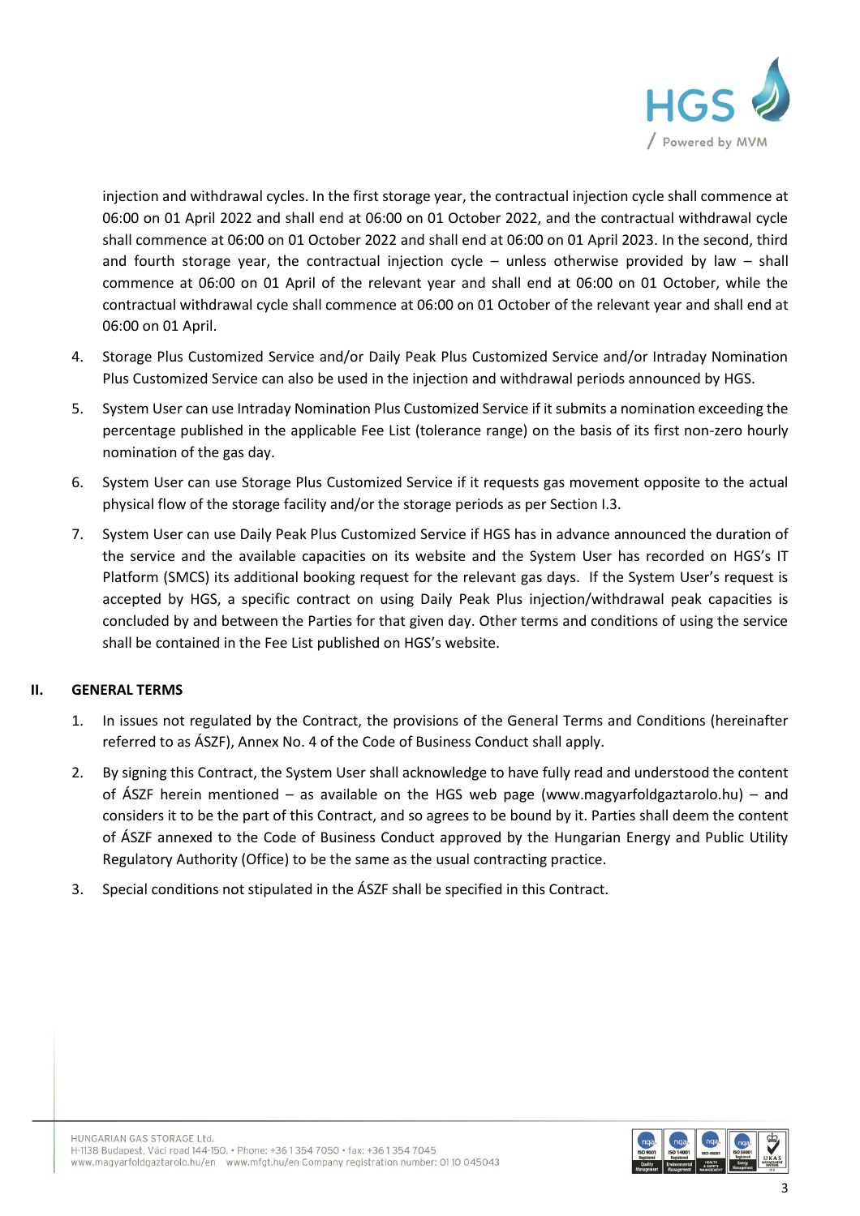injection and withdrawal cycles. In the first storage year, the contractual injection cycle shall commence at 06:00 on 01 April 2022 and shall end at 06:00 on 01 October 2022, and the contractual withdrawal cycle shall commence at 06:00 on 01 October 2022 and shall end at 06:00 on 01 April 2023. In the second, third and fourth storage year, the contractual injection cycle – unless otherwise provided by law – shall commence at 06:00 on 01 April of the relevant year and shall end at 06:00 on 01 October, while the contractual withdrawal cycle shall commence at 06:00 on 01 October of the relevant year and shall end at 06:00 on 01 April.

4. Storage Plus Customized Service and/or Daily Peak Plus Customized Service and/or Intraday Nomination Plus Customized Service can also be used in the injection and withdrawal periods announced by HGS.

5. System User can use Intraday Nomination Plus Customized Service if it submits a nomination exceeding the percentage published in the applicable Fee List (tolerance range) on the basis of its first non-zero hourly nomination of the gas day.

6. System User can use Storage Plus Customized Service if it requests gas movement opposite to the actual physical flow of the storage facility and/or the storage periods as per Section I.3.

7. System User can use Daily Peak Plus Customized Service if HGS has in advance announced the duration of the service and the available capacities on its website and the System User has recorded on HGS's IT Platform (SMCS) its additional booking request for the relevant gas days. If the System User's request is accepted by HGS, a specific contract on using Daily Peak Plus injection/withdrawal peak capacities is concluded by and between the Parties for that given day. Other terms and conditions of using the service shall be contained in the Fee List published on HGS's website.

## II. GENERAL TERMS

1. In issues not regulated by the Contract, the provisions of the General Terms and Conditions (hereinafter referred to as ÁSZF), Annex No. 4 of the Code of Business Conduct shall apply.

2. By signing this Contract, the System User shall acknowledge to have fully read and understood the content of ÁSZF herein mentioned – as available on the HGS web page (www.magyarfoldgaztarolo.hu) – and considers it to be the part of this Contract, and so agrees to be bound by it. Parties shall deem the content of ÁSZF annexed to the Code of Business Conduct approved by the Hungarian Energy and Public Utility Regulatory Authority (Office) to be the same as the usual contracting practice.

3. Special conditions not stipulated in the ÁSZF shall be specified in this Contract.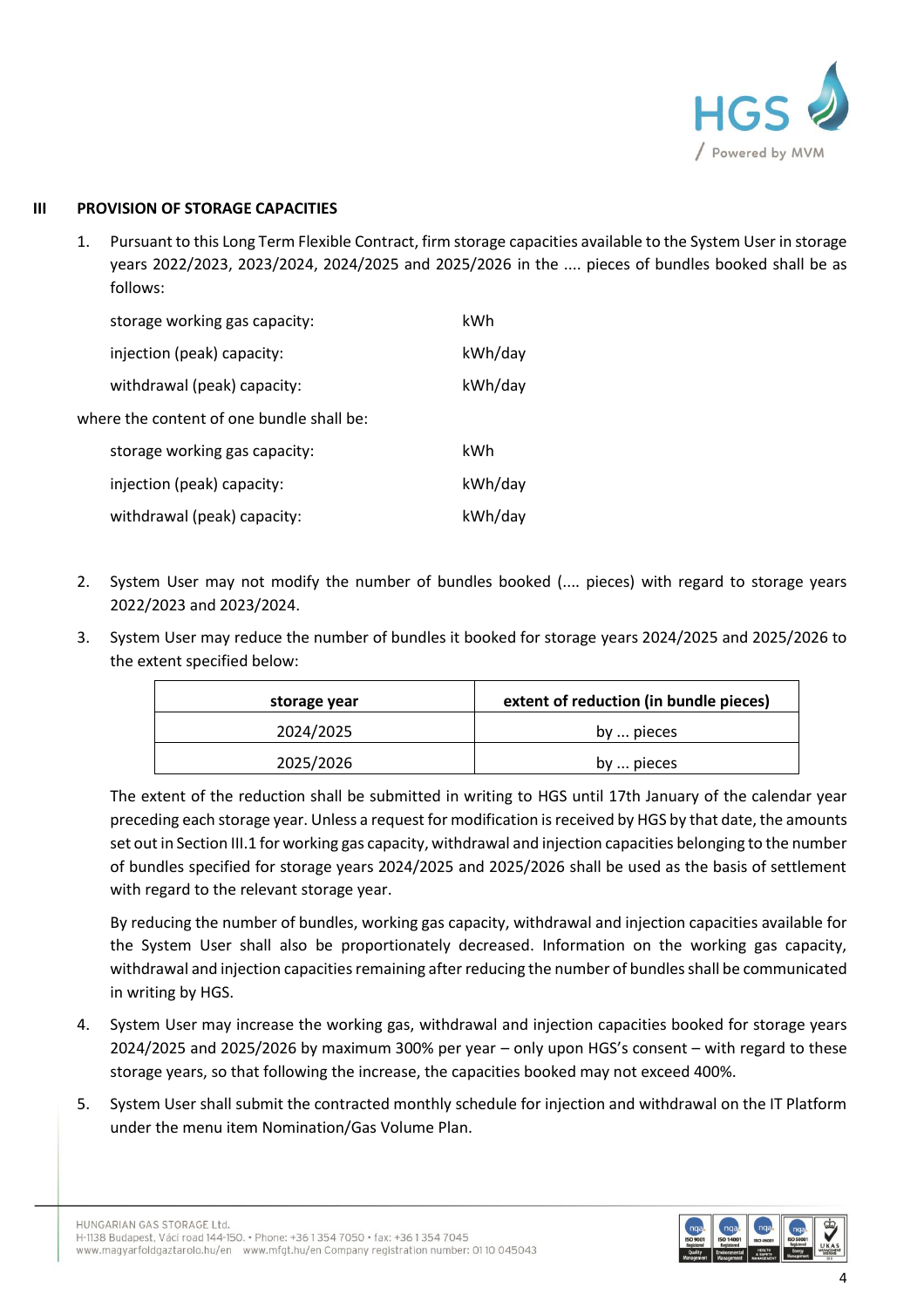## III PROVISION OF STORAGE CAPACITIES

1. Pursuant to this Long Term Flexible Contract, firm storage capacities available to the System User in storage years 2022/2023, 2023/2024, 2024/2025 and 2025/2026 in the .... pieces of bundles booked shall be as follows:

   storage working gas capacity: kWh

   injection (peak) capacity: kWh/day

   withdrawal (peak) capacity: kWh/day

where the content of one bundle shall be:

   storage working gas capacity: kWh

   injection (peak) capacity: kWh/day

   withdrawal (peak) capacity: kWh/day

2. System User may not modify the number of bundles booked (.... pieces) with regard to storage years 2022/2023 and 2023/2024.

3. System User may reduce the number of bundles it booked for storage years 2024/2025 and 2025/2026 to the extent specified below:

| storage year | extent of reduction (in bundle pieces) |
| --- | --- |
| 2024/2025 | by ... pieces |
| 2025/2026 | by ... pieces |

   The extent of the reduction shall be submitted in writing to HGS until 17th January of the calendar year preceding each storage year. Unless a request for modification is received by HGS by that date, the amounts set out in Section III.1 for working gas capacity, withdrawal and injection capacities belonging to the number of bundles specified for storage years 2024/2025 and 2025/2026 shall be used as the basis of settlement with regard to the relevant storage year.

   By reducing the number of bundles, working gas capacity, withdrawal and injection capacities available for the System User shall also be proportionately decreased. Information on the working gas capacity, withdrawal and injection capacities remaining after reducing the number of bundles shall be communicated in writing by HGS.

4. System User may increase the working gas, withdrawal and injection capacities booked for storage years 2024/2025 and 2025/2026 by maximum 300% per year – only upon HGS's consent – with regard to these storage years, so that following the increase, the capacities booked may not exceed 400%.

5. System User shall submit the contracted monthly schedule for injection and withdrawal on the IT Platform under the menu item Nomination/Gas Volume Plan.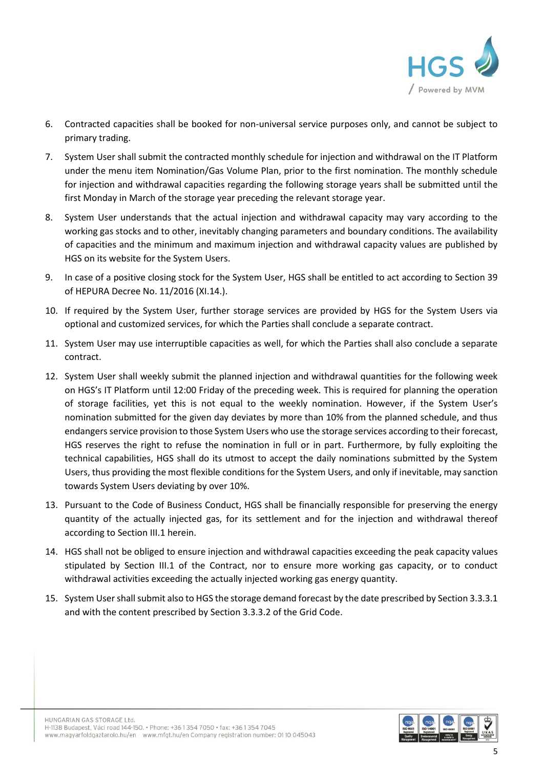6. Contracted capacities shall be booked for non-universal service purposes only, and cannot be subject to primary trading.
7. System User shall submit the contracted monthly schedule for injection and withdrawal on the IT Platform under the menu item Nomination/Gas Volume Plan, prior to the first nomination. The monthly schedule for injection and withdrawal capacities regarding the following storage years shall be submitted until the first Monday in March of the storage year preceding the relevant storage year.
8. System User understands that the actual injection and withdrawal capacity may vary according to the working gas stocks and to other, inevitably changing parameters and boundary conditions. The availability of capacities and the minimum and maximum injection and withdrawal capacity values are published by HGS on its website for the System Users.
9. In case of a positive closing stock for the System User, HGS shall be entitled to act according to Section 39 of HEPURA Decree No. 11/2016 (XI.14.).
10. If required by the System User, further storage services are provided by HGS for the System Users via optional and customized services, for which the Parties shall conclude a separate contract.
11. System User may use interruptible capacities as well, for which the Parties shall also conclude a separate contract.
12. System User shall weekly submit the planned injection and withdrawal quantities for the following week on HGS's IT Platform until 12:00 Friday of the preceding week. This is required for planning the operation of storage facilities, yet this is not equal to the weekly nomination. However, if the System User's nomination submitted for the given day deviates by more than 10% from the planned schedule, and thus endangers service provision to those System Users who use the storage services according to their forecast, HGS reserves the right to refuse the nomination in full or in part. Furthermore, by fully exploiting the technical capabilities, HGS shall do its utmost to accept the daily nominations submitted by the System Users, thus providing the most flexible conditions for the System Users, and only if inevitable, may sanction towards System Users deviating by over 10%.
13. Pursuant to the Code of Business Conduct, HGS shall be financially responsible for preserving the energy quantity of the actually injected gas, for its settlement and for the injection and withdrawal thereof according to Section III.1 herein.
14. HGS shall not be obliged to ensure injection and withdrawal capacities exceeding the peak capacity values stipulated by Section III.1 of the Contract, nor to ensure more working gas capacity, or to conduct withdrawal activities exceeding the actually injected working gas energy quantity.
15. System User shall submit also to HGS the storage demand forecast by the date prescribed by Section 3.3.3.1 and with the content prescribed by Section 3.3.3.2 of the Grid Code.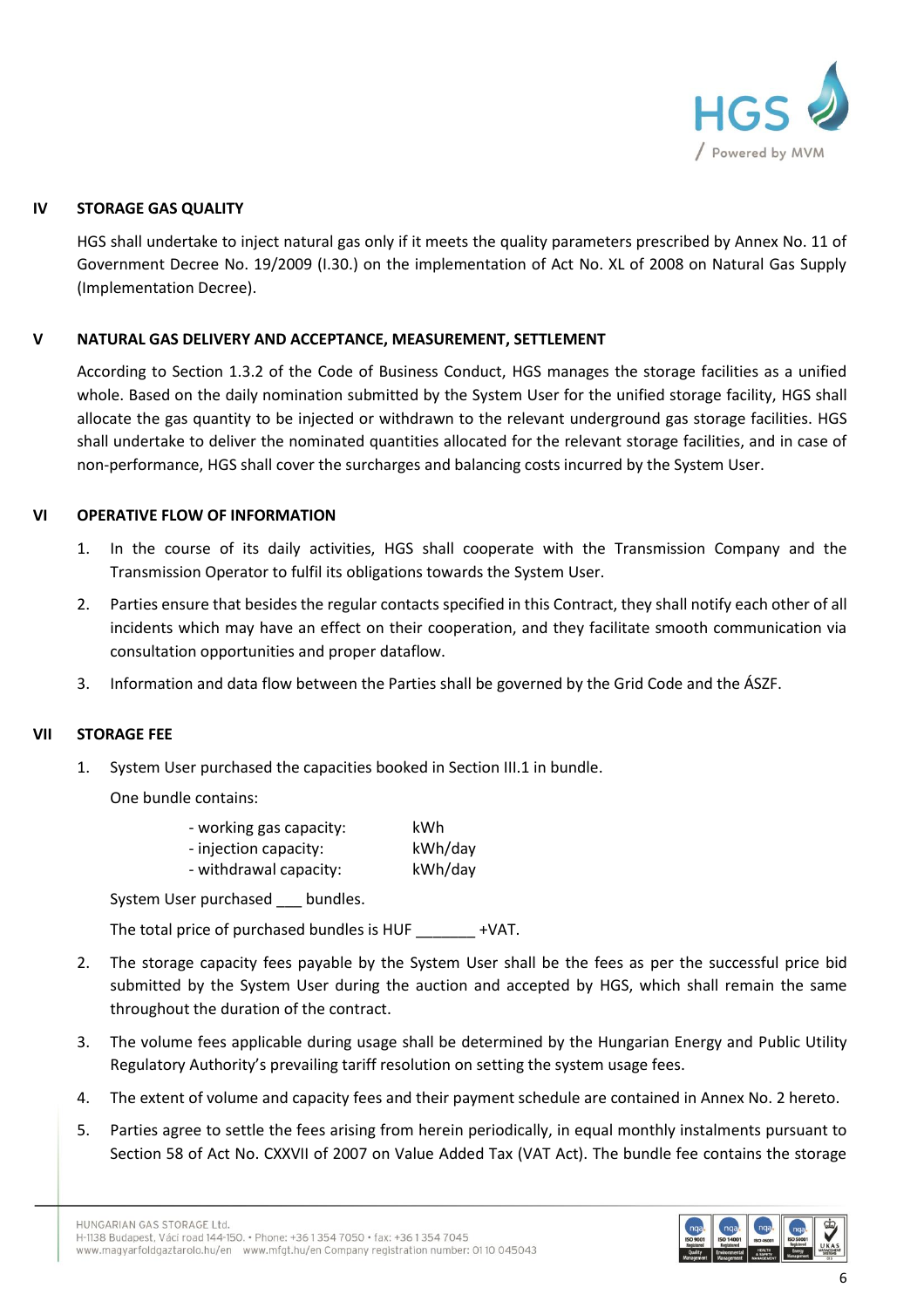## IV STORAGE GAS QUALITY

HGS shall undertake to inject natural gas only if it meets the quality parameters prescribed by Annex No. 11 of Government Decree No. 19/2009 (I.30.) on the implementation of Act No. XL of 2008 on Natural Gas Supply (Implementation Decree).

## V NATURAL GAS DELIVERY AND ACCEPTANCE, MEASUREMENT, SETTLEMENT

According to Section 1.3.2 of the Code of Business Conduct, HGS manages the storage facilities as a unified whole. Based on the daily nomination submitted by the System User for the unified storage facility, HGS shall allocate the gas quantity to be injected or withdrawn to the relevant underground gas storage facilities. HGS shall undertake to deliver the nominated quantities allocated for the relevant storage facilities, and in case of non-performance, HGS shall cover the surcharges and balancing costs incurred by the System User.

## VI OPERATIVE FLOW OF INFORMATION

1. In the course of its daily activities, HGS shall cooperate with the Transmission Company and the Transmission Operator to fulfil its obligations towards the System User.
2. Parties ensure that besides the regular contacts specified in this Contract, they shall notify each other of all incidents which may have an effect on their cooperation, and they facilitate smooth communication via consultation opportunities and proper dataflow.
3. Information and data flow between the Parties shall be governed by the Grid Code and the ÁSZF.

## VII STORAGE FEE

1. System User purchased the capacities booked in Section III.1 in bundle.

   One bundle contains:

   - working gas capacity: kWh
   - injection capacity: kWh/day
   - withdrawal capacity: kWh/day

   System User purchased ___ bundles.

   The total price of purchased bundles is HUF _______ +VAT.

2. The storage capacity fees payable by the System User shall be the fees as per the successful price bid submitted by the System User during the auction and accepted by HGS, which shall remain the same throughout the duration of the contract.
3. The volume fees applicable during usage shall be determined by the Hungarian Energy and Public Utility Regulatory Authority's prevailing tariff resolution on setting the system usage fees.
4. The extent of volume and capacity fees and their payment schedule are contained in Annex No. 2 hereto.
5. Parties agree to settle the fees arising from herein periodically, in equal monthly instalments pursuant to Section 58 of Act No. CXXVII of 2007 on Value Added Tax (VAT Act). The bundle fee contains the storage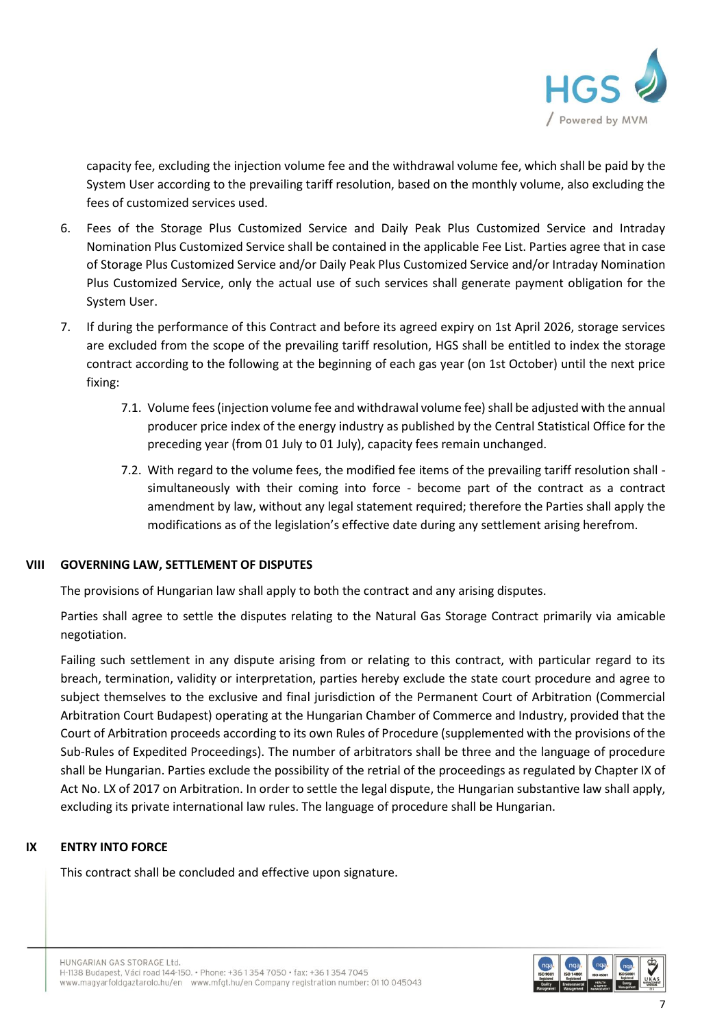capacity fee, excluding the injection volume fee and the withdrawal volume fee, which shall be paid by the System User according to the prevailing tariff resolution, based on the monthly volume, also excluding the fees of customized services used.

6. Fees of the Storage Plus Customized Service and Daily Peak Plus Customized Service and Intraday Nomination Plus Customized Service shall be contained in the applicable Fee List. Parties agree that in case of Storage Plus Customized Service and/or Daily Peak Plus Customized Service and/or Intraday Nomination Plus Customized Service, only the actual use of such services shall generate payment obligation for the System User.

7. If during the performance of this Contract and before its agreed expiry on 1st April 2026, storage services are excluded from the scope of the prevailing tariff resolution, HGS shall be entitled to index the storage contract according to the following at the beginning of each gas year (on 1st October) until the next price fixing:

   7.1. Volume fees (injection volume fee and withdrawal volume fee) shall be adjusted with the annual producer price index of the energy industry as published by the Central Statistical Office for the preceding year (from 01 July to 01 July), capacity fees remain unchanged.

   7.2. With regard to the volume fees, the modified fee items of the prevailing tariff resolution shall - simultaneously with their coming into force - become part of the contract as a contract amendment by law, without any legal statement required; therefore the Parties shall apply the modifications as of the legislation's effective date during any settlement arising herefrom.

## VIII GOVERNING LAW, SETTLEMENT OF DISPUTES

The provisions of Hungarian law shall apply to both the contract and any arising disputes.

Parties shall agree to settle the disputes relating to the Natural Gas Storage Contract primarily via amicable negotiation.

Failing such settlement in any dispute arising from or relating to this contract, with particular regard to its breach, termination, validity or interpretation, parties hereby exclude the state court procedure and agree to subject themselves to the exclusive and final jurisdiction of the Permanent Court of Arbitration (Commercial Arbitration Court Budapest) operating at the Hungarian Chamber of Commerce and Industry, provided that the Court of Arbitration proceeds according to its own Rules of Procedure (supplemented with the provisions of the Sub-Rules of Expedited Proceedings). The number of arbitrators shall be three and the language of procedure shall be Hungarian. Parties exclude the possibility of the retrial of the proceedings as regulated by Chapter IX of Act No. LX of 2017 on Arbitration. In order to settle the legal dispute, the Hungarian substantive law shall apply, excluding its private international law rules. The language of procedure shall be Hungarian.

## IX ENTRY INTO FORCE

This contract shall be concluded and effective upon signature.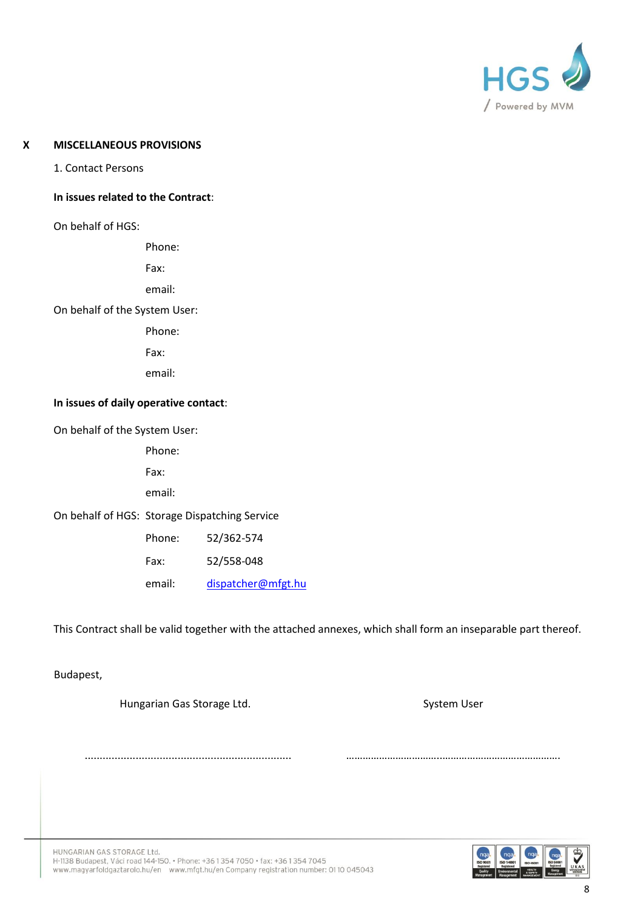## X MISCELLANEOUS PROVISIONS

1. Contact Persons

**In issues related to the Contract**:

On behalf of HGS:

Phone:

Fax:

email:

On behalf of the System User:

Phone:

Fax:

email:

**In issues of daily operative contact**:

On behalf of the System User:

Phone:

Fax:

email:

On behalf of HGS: Storage Dispatching Service

Phone: 52/362-574

Fax: 52/558-048

email: dispatcher@mfgt.hu

This Contract shall be valid together with the attached annexes, which shall form an inseparable part thereof.

Budapest,

| Hungarian Gas Storage Ltd. | System User |
|---|---|
| .................................................................... | ………………………….……………………………………. |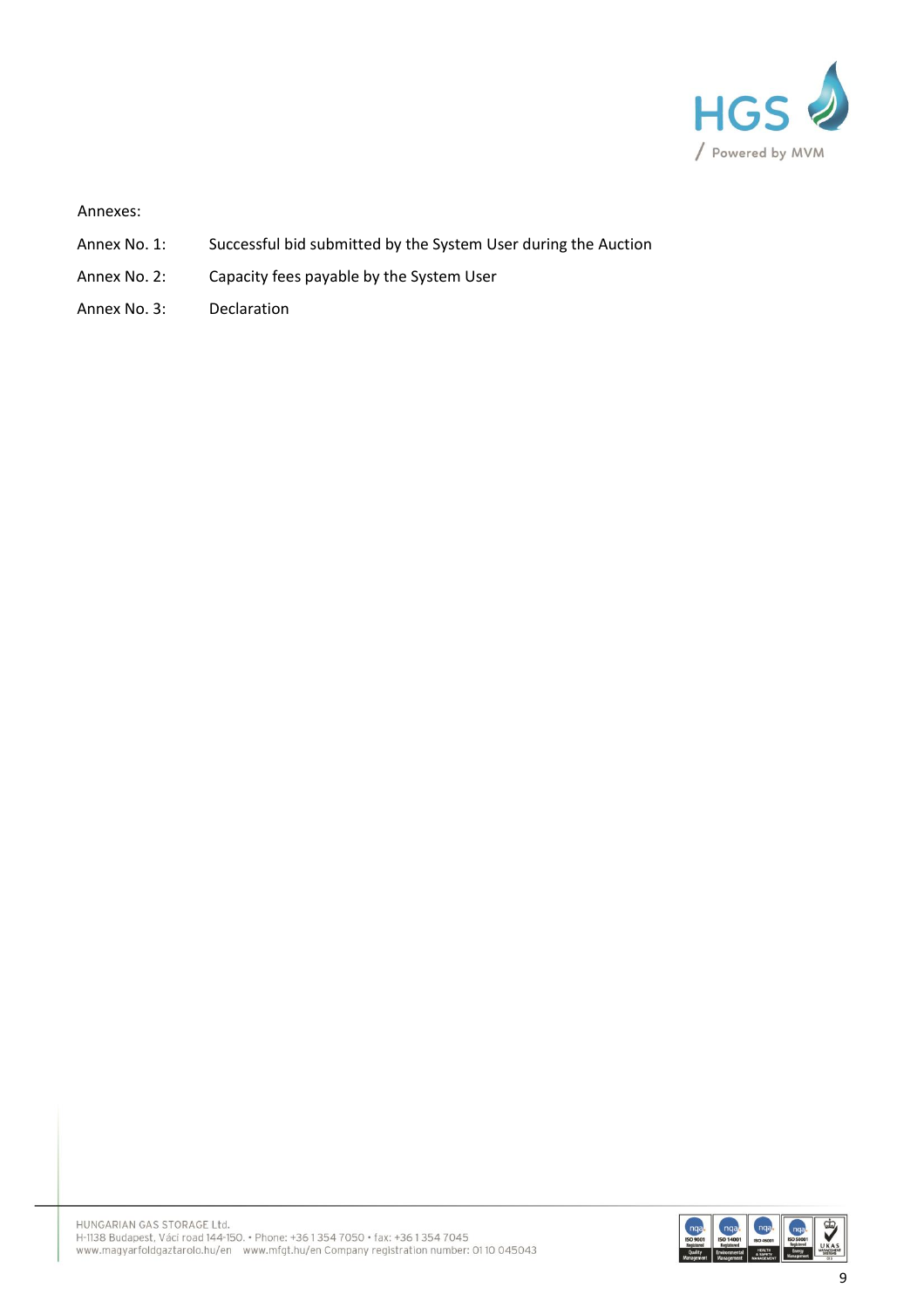Annexes:

| | |
|---|---|
| Annex No. 1: | Successful bid submitted by the System User during the Auction |
| Annex No. 2: | Capacity fees payable by the System User |
| Annex No. 3: | Declaration |